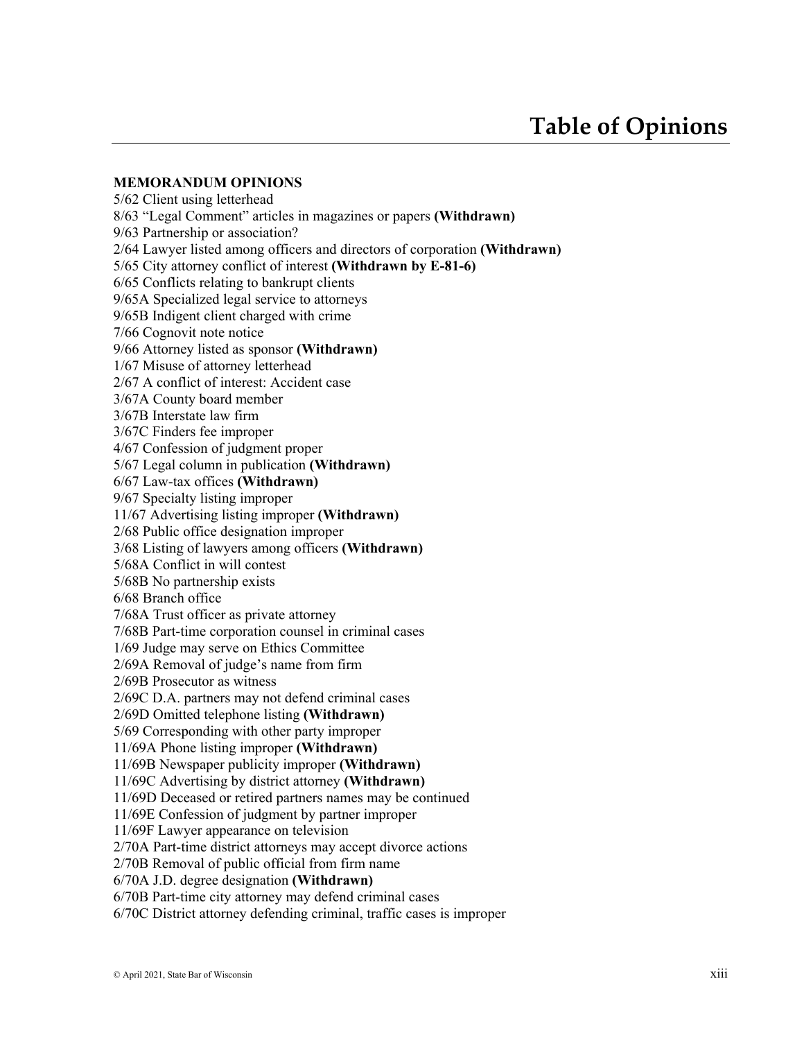# Table of Opinions

**MEMORANDUM OPINIONS**

5/62 Client using letterhead
8/63 "Legal Comment" articles in magazines or papers **(Withdrawn)**
9/63 Partnership or association?
2/64 Lawyer listed among officers and directors of corporation **(Withdrawn)**
5/65 City attorney conflict of interest **(Withdrawn by E-81-6)**
6/65 Conflicts relating to bankrupt clients
9/65A Specialized legal service to attorneys
9/65B Indigent client charged with crime
7/66 Cognovit note notice
9/66 Attorney listed as sponsor **(Withdrawn)**
1/67 Misuse of attorney letterhead
2/67 A conflict of interest: Accident case
3/67A County board member
3/67B Interstate law firm
3/67C Finders fee improper
4/67 Confession of judgment proper
5/67 Legal column in publication **(Withdrawn)**
6/67 Law-tax offices **(Withdrawn)**
9/67 Specialty listing improper
11/67 Advertising listing improper **(Withdrawn)**
2/68 Public office designation improper
3/68 Listing of lawyers among officers **(Withdrawn)**
5/68A Conflict in will contest
5/68B No partnership exists
6/68 Branch office
7/68A Trust officer as private attorney
7/68B Part-time corporation counsel in criminal cases
1/69 Judge may serve on Ethics Committee
2/69A Removal of judge's name from firm
2/69B Prosecutor as witness
2/69C D.A. partners may not defend criminal cases
2/69D Omitted telephone listing **(Withdrawn)**
5/69 Corresponding with other party improper
11/69A Phone listing improper **(Withdrawn)**
11/69B Newspaper publicity improper **(Withdrawn)**
11/69C Advertising by district attorney **(Withdrawn)**
11/69D Deceased or retired partners names may be continued
11/69E Confession of judgment by partner improper
11/69F Lawyer appearance on television
2/70A Part-time district attorneys may accept divorce actions
2/70B Removal of public official from firm name
6/70A J.D. degree designation **(Withdrawn)**
6/70B Part-time city attorney may defend criminal cases
6/70C District attorney defending criminal, traffic cases is improper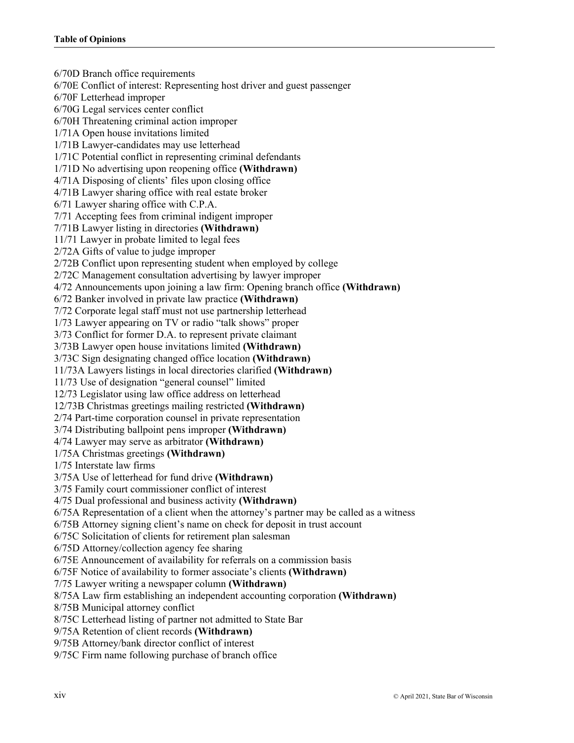6/70D Branch office requirements
6/70E Conflict of interest: Representing host driver and guest passenger
6/70F Letterhead improper
6/70G Legal services center conflict
6/70H Threatening criminal action improper
1/71A Open house invitations limited
1/71B Lawyer-candidates may use letterhead
1/71C Potential conflict in representing criminal defendants
1/71D No advertising upon reopening office **(Withdrawn)**
4/71A Disposing of clients' files upon closing office
4/71B Lawyer sharing office with real estate broker
6/71 Lawyer sharing office with C.P.A.
7/71 Accepting fees from criminal indigent improper
7/71B Lawyer listing in directories **(Withdrawn)**
11/71 Lawyer in probate limited to legal fees
2/72A Gifts of value to judge improper
2/72B Conflict upon representing student when employed by college
2/72C Management consultation advertising by lawyer improper
4/72 Announcements upon joining a law firm: Opening branch office **(Withdrawn)**
6/72 Banker involved in private law practice **(Withdrawn)**
7/72 Corporate legal staff must not use partnership letterhead
1/73 Lawyer appearing on TV or radio "talk shows" proper
3/73 Conflict for former D.A. to represent private claimant
3/73B Lawyer open house invitations limited **(Withdrawn)**
3/73C Sign designating changed office location **(Withdrawn)**
11/73A Lawyers listings in local directories clarified **(Withdrawn)**
11/73 Use of designation "general counsel" limited
12/73 Legislator using law office address on letterhead
12/73B Christmas greetings mailing restricted **(Withdrawn)**
2/74 Part-time corporation counsel in private representation
3/74 Distributing ballpoint pens improper **(Withdrawn)**
4/74 Lawyer may serve as arbitrator **(Withdrawn)**
1/75A Christmas greetings **(Withdrawn)**
1/75 Interstate law firms
3/75A Use of letterhead for fund drive **(Withdrawn)**
3/75 Family court commissioner conflict of interest
4/75 Dual professional and business activity **(Withdrawn)**
6/75A Representation of a client when the attorney's partner may be called as a witness
6/75B Attorney signing client's name on check for deposit in trust account
6/75C Solicitation of clients for retirement plan salesman
6/75D Attorney/collection agency fee sharing
6/75E Announcement of availability for referrals on a commission basis
6/75F Notice of availability to former associate's clients **(Withdrawn)**
7/75 Lawyer writing a newspaper column **(Withdrawn)**
8/75A Law firm establishing an independent accounting corporation **(Withdrawn)**
8/75B Municipal attorney conflict
8/75C Letterhead listing of partner not admitted to State Bar
9/75A Retention of client records **(Withdrawn)**
9/75B Attorney/bank director conflict of interest
9/75C Firm name following purchase of branch office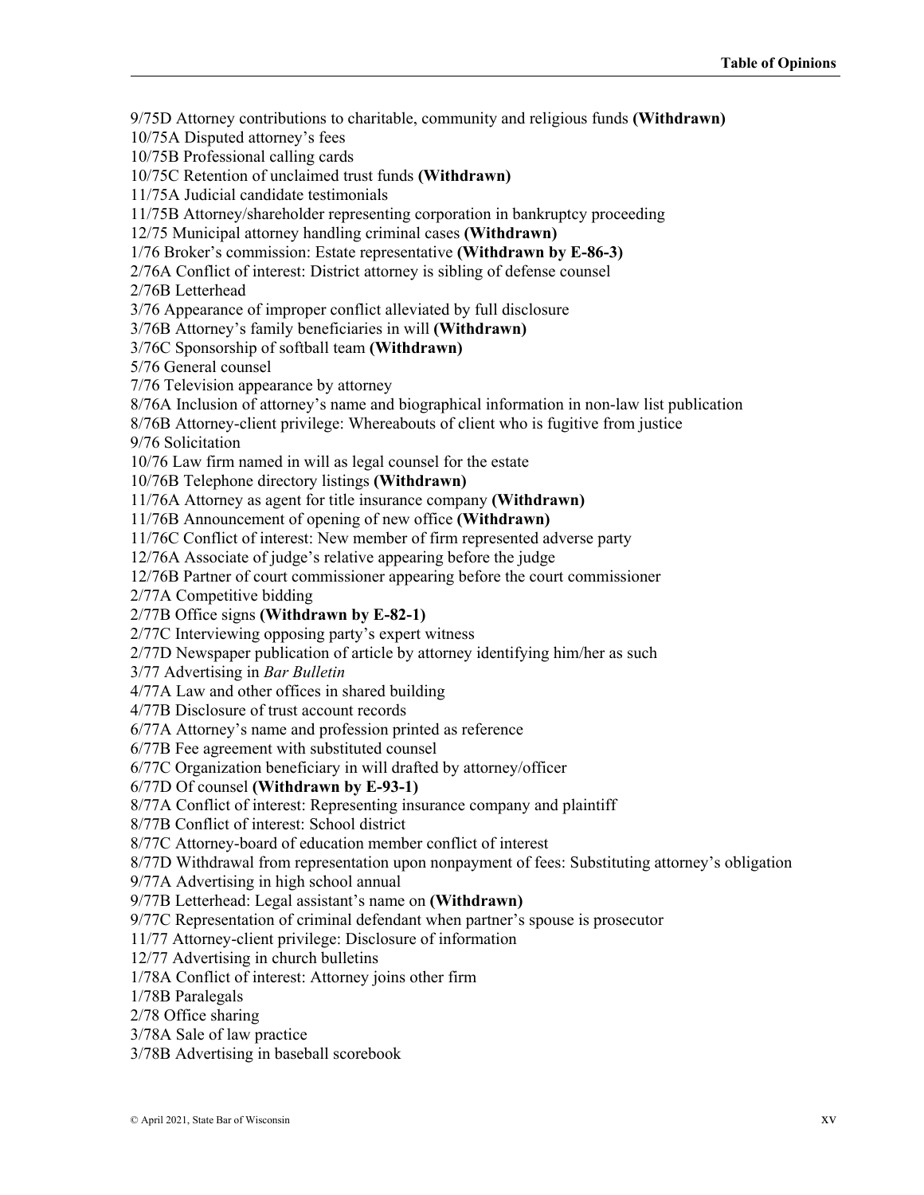9/75D Attorney contributions to charitable, community and religious funds **(Withdrawn)**
10/75A Disputed attorney's fees
10/75B Professional calling cards
10/75C Retention of unclaimed trust funds **(Withdrawn)**
11/75A Judicial candidate testimonials
11/75B Attorney/shareholder representing corporation in bankruptcy proceeding
12/75 Municipal attorney handling criminal cases **(Withdrawn)**
1/76 Broker's commission: Estate representative **(Withdrawn by E-86-3)**
2/76A Conflict of interest: District attorney is sibling of defense counsel
2/76B Letterhead
3/76 Appearance of improper conflict alleviated by full disclosure
3/76B Attorney's family beneficiaries in will **(Withdrawn)**
3/76C Sponsorship of softball team **(Withdrawn)**
5/76 General counsel
7/76 Television appearance by attorney
8/76A Inclusion of attorney's name and biographical information in non-law list publication
8/76B Attorney-client privilege: Whereabouts of client who is fugitive from justice
9/76 Solicitation
10/76 Law firm named in will as legal counsel for the estate
10/76B Telephone directory listings **(Withdrawn)**
11/76A Attorney as agent for title insurance company **(Withdrawn)**
11/76B Announcement of opening of new office **(Withdrawn)**
11/76C Conflict of interest: New member of firm represented adverse party
12/76A Associate of judge's relative appearing before the judge
12/76B Partner of court commissioner appearing before the court commissioner
2/77A Competitive bidding
2/77B Office signs **(Withdrawn by E-82-1)**
2/77C Interviewing opposing party's expert witness
2/77D Newspaper publication of article by attorney identifying him/her as such
3/77 Advertising in *Bar Bulletin*
4/77A Law and other offices in shared building
4/77B Disclosure of trust account records
6/77A Attorney's name and profession printed as reference
6/77B Fee agreement with substituted counsel
6/77C Organization beneficiary in will drafted by attorney/officer
6/77D Of counsel **(Withdrawn by E-93-1)**
8/77A Conflict of interest: Representing insurance company and plaintiff
8/77B Conflict of interest: School district
8/77C Attorney-board of education member conflict of interest
8/77D Withdrawal from representation upon nonpayment of fees: Substituting attorney's obligation
9/77A Advertising in high school annual
9/77B Letterhead: Legal assistant's name on **(Withdrawn)**
9/77C Representation of criminal defendant when partner's spouse is prosecutor
11/77 Attorney-client privilege: Disclosure of information
12/77 Advertising in church bulletins
1/78A Conflict of interest: Attorney joins other firm
1/78B Paralegals
2/78 Office sharing
3/78A Sale of law practice
3/78B Advertising in baseball scorebook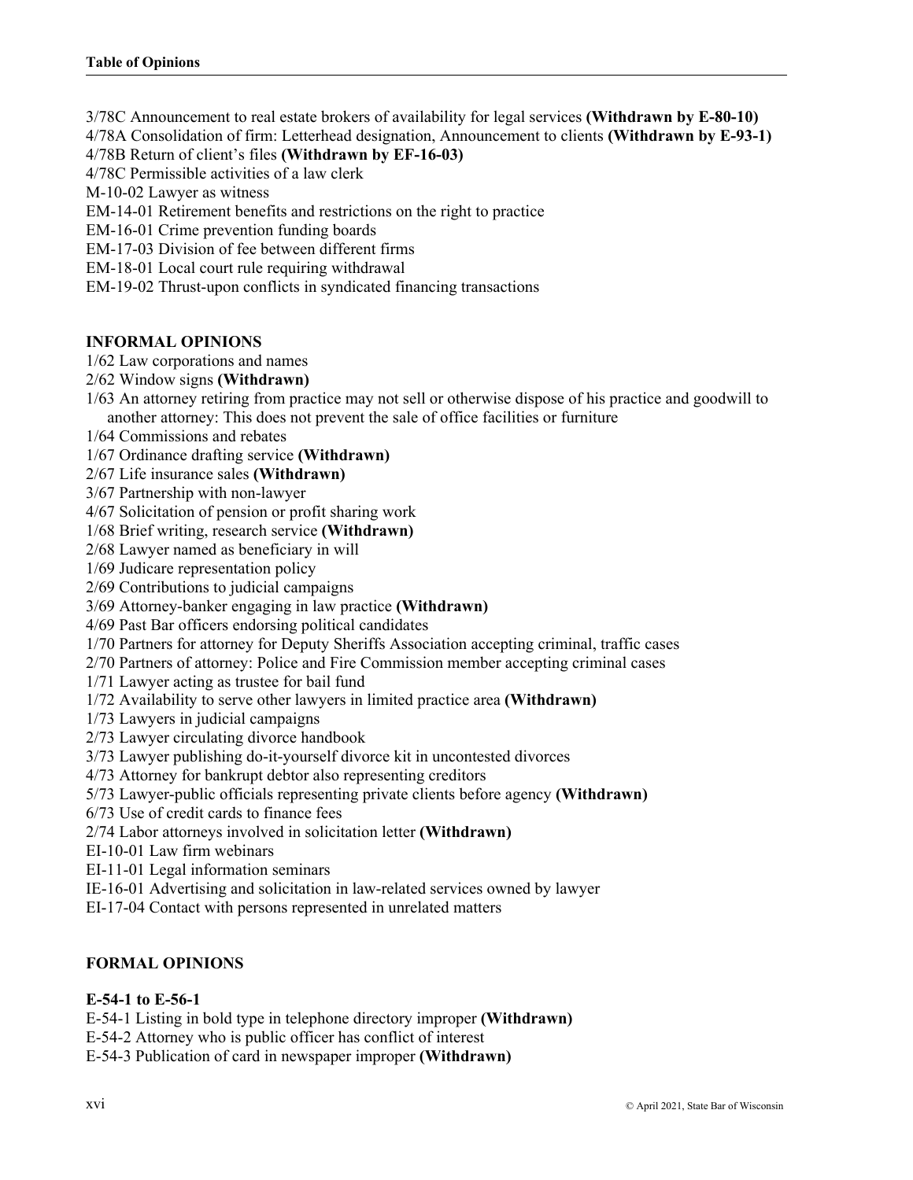3/78C Announcement to real estate brokers of availability for legal services **(Withdrawn by E-80-10)**
4/78A Consolidation of firm: Letterhead designation, Announcement to clients **(Withdrawn by E-93-1)**
4/78B Return of client's files **(Withdrawn by EF-16-03)**
4/78C Permissible activities of a law clerk
M-10-02 Lawyer as witness
EM-14-01 Retirement benefits and restrictions on the right to practice
EM-16-01 Crime prevention funding boards
EM-17-03 Division of fee between different firms
EM-18-01 Local court rule requiring withdrawal
EM-19-02 Thrust-upon conflicts in syndicated financing transactions

## INFORMAL OPINIONS

1/62 Law corporations and names
2/62 Window signs **(Withdrawn)**
1/63 An attorney retiring from practice may not sell or otherwise dispose of his practice and goodwill to another attorney: This does not prevent the sale of office facilities or furniture
1/64 Commissions and rebates
1/67 Ordinance drafting service **(Withdrawn)**
2/67 Life insurance sales **(Withdrawn)**
3/67 Partnership with non-lawyer
4/67 Solicitation of pension or profit sharing work
1/68 Brief writing, research service **(Withdrawn)**
2/68 Lawyer named as beneficiary in will
1/69 Judicare representation policy
2/69 Contributions to judicial campaigns
3/69 Attorney-banker engaging in law practice **(Withdrawn)**
4/69 Past Bar officers endorsing political candidates
1/70 Partners for attorney for Deputy Sheriffs Association accepting criminal, traffic cases
2/70 Partners of attorney: Police and Fire Commission member accepting criminal cases
1/71 Lawyer acting as trustee for bail fund
1/72 Availability to serve other lawyers in limited practice area **(Withdrawn)**
1/73 Lawyers in judicial campaigns
2/73 Lawyer circulating divorce handbook
3/73 Lawyer publishing do-it-yourself divorce kit in uncontested divorces
4/73 Attorney for bankrupt debtor also representing creditors
5/73 Lawyer-public officials representing private clients before agency **(Withdrawn)**
6/73 Use of credit cards to finance fees
2/74 Labor attorneys involved in solicitation letter **(Withdrawn)**
EI-10-01 Law firm webinars
EI-11-01 Legal information seminars
IE-16-01 Advertising and solicitation in law-related services owned by lawyer
EI-17-04 Contact with persons represented in unrelated matters

## FORMAL OPINIONS

### E-54-1 to E-56-1

E-54-1 Listing in bold type in telephone directory improper **(Withdrawn)**
E-54-2 Attorney who is public officer has conflict of interest
E-54-3 Publication of card in newspaper improper **(Withdrawn)**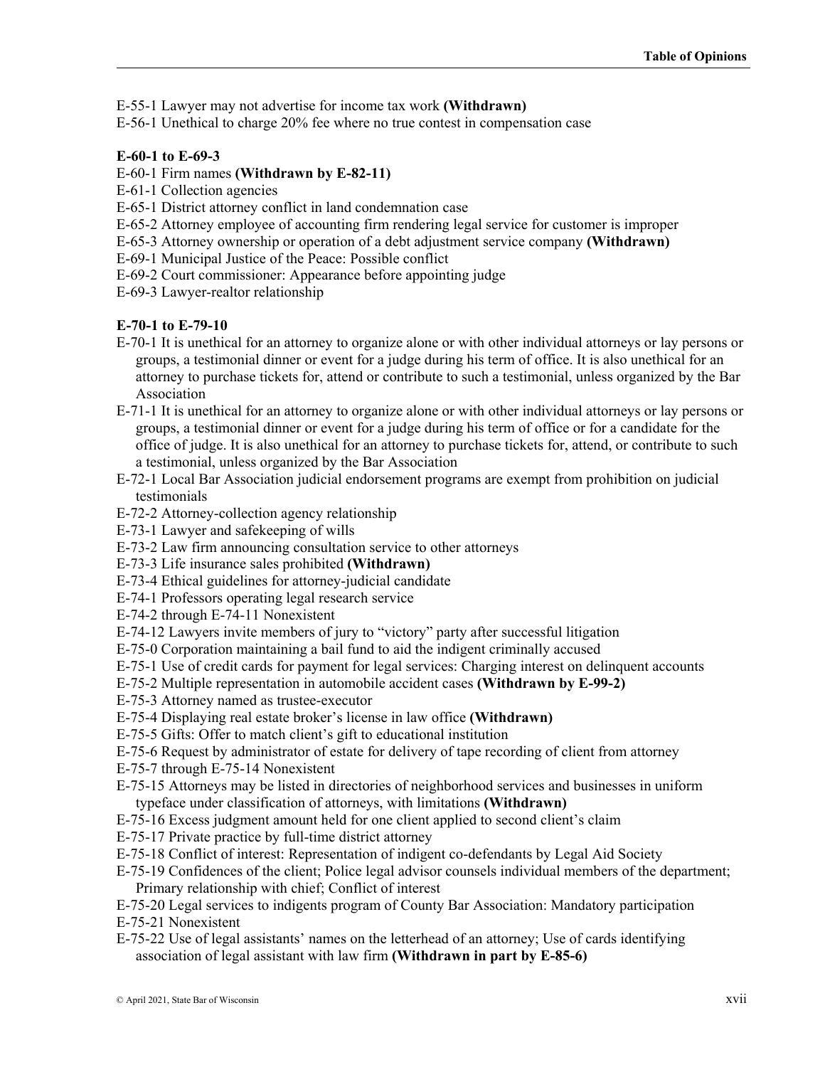E-55-1 Lawyer may not advertise for income tax work **(Withdrawn)**

E-56-1 Unethical to charge 20% fee where no true contest in compensation case

**E-60-1 to E-69-3**

E-60-1 Firm names **(Withdrawn by E-82-11)**

E-61-1 Collection agencies

E-65-1 District attorney conflict in land condemnation case

E-65-2 Attorney employee of accounting firm rendering legal service for customer is improper

E-65-3 Attorney ownership or operation of a debt adjustment service company **(Withdrawn)**

E-69-1 Municipal Justice of the Peace: Possible conflict

E-69-2 Court commissioner: Appearance before appointing judge

E-69-3 Lawyer-realtor relationship

**E-70-1 to E-79-10**

E-70-1 It is unethical for an attorney to organize alone or with other individual attorneys or lay persons or groups, a testimonial dinner or event for a judge during his term of office. It is also unethical for an attorney to purchase tickets for, attend or contribute to such a testimonial, unless organized by the Bar Association

E-71-1 It is unethical for an attorney to organize alone or with other individual attorneys or lay persons or groups, a testimonial dinner or event for a judge during his term of office or for a candidate for the office of judge. It is also unethical for an attorney to purchase tickets for, attend, or contribute to such a testimonial, unless organized by the Bar Association

E-72-1 Local Bar Association judicial endorsement programs are exempt from prohibition on judicial testimonials

E-72-2 Attorney-collection agency relationship

E-73-1 Lawyer and safekeeping of wills

E-73-2 Law firm announcing consultation service to other attorneys

E-73-3 Life insurance sales prohibited **(Withdrawn)**

E-73-4 Ethical guidelines for attorney-judicial candidate

E-74-1 Professors operating legal research service

E-74-2 through E-74-11 Nonexistent

E-74-12 Lawyers invite members of jury to "victory" party after successful litigation

E-75-0 Corporation maintaining a bail fund to aid the indigent criminally accused

E-75-1 Use of credit cards for payment for legal services: Charging interest on delinquent accounts

E-75-2 Multiple representation in automobile accident cases **(Withdrawn by E-99-2)**

E-75-3 Attorney named as trustee-executor

E-75-4 Displaying real estate broker's license in law office **(Withdrawn)**

E-75-5 Gifts: Offer to match client's gift to educational institution

E-75-6 Request by administrator of estate for delivery of tape recording of client from attorney

E-75-7 through E-75-14 Nonexistent

E-75-15 Attorneys may be listed in directories of neighborhood services and businesses in uniform typeface under classification of attorneys, with limitations **(Withdrawn)**

E-75-16 Excess judgment amount held for one client applied to second client's claim

E-75-17 Private practice by full-time district attorney

E-75-18 Conflict of interest: Representation of indigent co-defendants by Legal Aid Society

E-75-19 Confidences of the client; Police legal advisor counsels individual members of the department; Primary relationship with chief; Conflict of interest

E-75-20 Legal services to indigents program of County Bar Association: Mandatory participation

E-75-21 Nonexistent

E-75-22 Use of legal assistants' names on the letterhead of an attorney; Use of cards identifying association of legal assistant with law firm **(Withdrawn in part by E-85-6)**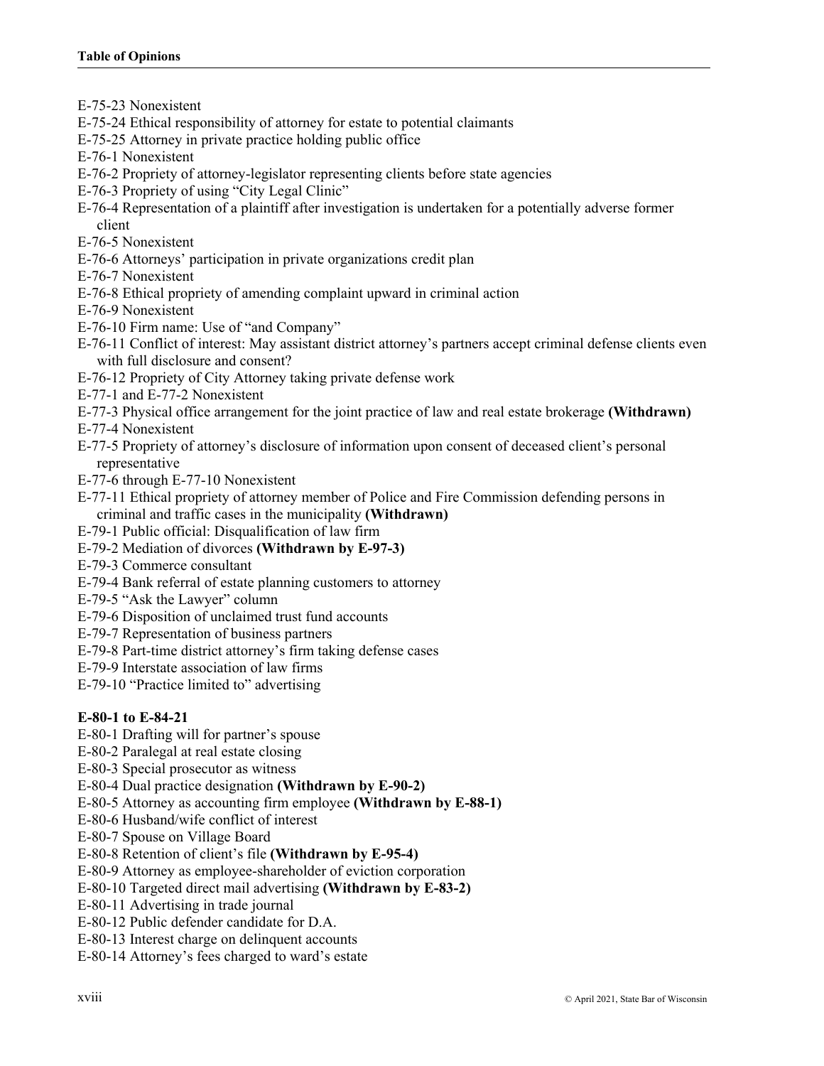E-75-23 Nonexistent

E-75-24 Ethical responsibility of attorney for estate to potential claimants

E-75-25 Attorney in private practice holding public office

E-76-1 Nonexistent

E-76-2 Propriety of attorney-legislator representing clients before state agencies

E-76-3 Propriety of using "City Legal Clinic"

E-76-4 Representation of a plaintiff after investigation is undertaken for a potentially adverse former client

E-76-5 Nonexistent

E-76-6 Attorneys' participation in private organizations credit plan

E-76-7 Nonexistent

E-76-8 Ethical propriety of amending complaint upward in criminal action

E-76-9 Nonexistent

E-76-10 Firm name: Use of "and Company"

E-76-11 Conflict of interest: May assistant district attorney's partners accept criminal defense clients even with full disclosure and consent?

E-76-12 Propriety of City Attorney taking private defense work

E-77-1 and E-77-2 Nonexistent

E-77-3 Physical office arrangement for the joint practice of law and real estate brokerage **(Withdrawn)**

E-77-4 Nonexistent

E-77-5 Propriety of attorney's disclosure of information upon consent of deceased client's personal representative

E-77-6 through E-77-10 Nonexistent

E-77-11 Ethical propriety of attorney member of Police and Fire Commission defending persons in criminal and traffic cases in the municipality **(Withdrawn)**

E-79-1 Public official: Disqualification of law firm

E-79-2 Mediation of divorces **(Withdrawn by E-97-3)**

E-79-3 Commerce consultant

E-79-4 Bank referral of estate planning customers to attorney

E-79-5 "Ask the Lawyer" column

E-79-6 Disposition of unclaimed trust fund accounts

E-79-7 Representation of business partners

E-79-8 Part-time district attorney's firm taking defense cases

E-79-9 Interstate association of law firms

E-79-10 "Practice limited to" advertising

**E-80-1 to E-84-21**

E-80-1 Drafting will for partner's spouse

E-80-2 Paralegal at real estate closing

E-80-3 Special prosecutor as witness

E-80-4 Dual practice designation **(Withdrawn by E-90-2)**

E-80-5 Attorney as accounting firm employee **(Withdrawn by E-88-1)**

E-80-6 Husband/wife conflict of interest

E-80-7 Spouse on Village Board

E-80-8 Retention of client's file **(Withdrawn by E-95-4)**

E-80-9 Attorney as employee-shareholder of eviction corporation

E-80-10 Targeted direct mail advertising **(Withdrawn by E-83-2)**

E-80-11 Advertising in trade journal

E-80-12 Public defender candidate for D.A.

E-80-13 Interest charge on delinquent accounts

E-80-14 Attorney's fees charged to ward's estate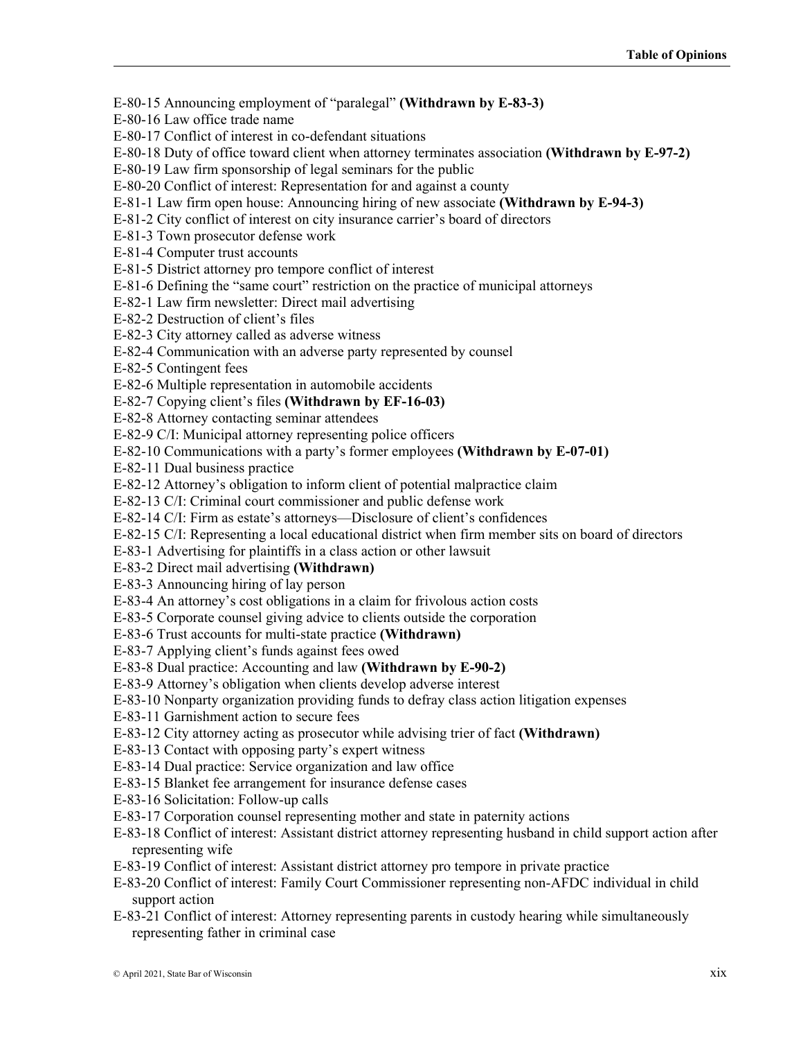E-80-15 Announcing employment of “paralegal” **(Withdrawn by E-83-3)**
E-80-16 Law office trade name
E-80-17 Conflict of interest in co-defendant situations
E-80-18 Duty of office toward client when attorney terminates association **(Withdrawn by E-97-2)**
E-80-19 Law firm sponsorship of legal seminars for the public
E-80-20 Conflict of interest: Representation for and against a county
E-81-1 Law firm open house: Announcing hiring of new associate **(Withdrawn by E-94-3)**
E-81-2 City conflict of interest on city insurance carrier’s board of directors
E-81-3 Town prosecutor defense work
E-81-4 Computer trust accounts
E-81-5 District attorney pro tempore conflict of interest
E-81-6 Defining the “same court” restriction on the practice of municipal attorneys
E-82-1 Law firm newsletter: Direct mail advertising
E-82-2 Destruction of client’s files
E-82-3 City attorney called as adverse witness
E-82-4 Communication with an adverse party represented by counsel
E-82-5 Contingent fees
E-82-6 Multiple representation in automobile accidents
E-82-7 Copying client’s files **(Withdrawn by EF-16-03)**
E-82-8 Attorney contacting seminar attendees
E-82-9 C/I: Municipal attorney representing police officers
E-82-10 Communications with a party’s former employees **(Withdrawn by E-07-01)**
E-82-11 Dual business practice
E-82-12 Attorney’s obligation to inform client of potential malpractice claim
E-82-13 C/I: Criminal court commissioner and public defense work
E-82-14 C/I: Firm as estate’s attorneys—Disclosure of client’s confidences
E-82-15 C/I: Representing a local educational district when firm member sits on board of directors
E-83-1 Advertising for plaintiffs in a class action or other lawsuit
E-83-2 Direct mail advertising **(Withdrawn)**
E-83-3 Announcing hiring of lay person
E-83-4 An attorney’s cost obligations in a claim for frivolous action costs
E-83-5 Corporate counsel giving advice to clients outside the corporation
E-83-6 Trust accounts for multi-state practice **(Withdrawn)**
E-83-7 Applying client’s funds against fees owed
E-83-8 Dual practice: Accounting and law **(Withdrawn by E-90-2)**
E-83-9 Attorney’s obligation when clients develop adverse interest
E-83-10 Nonparty organization providing funds to defray class action litigation expenses
E-83-11 Garnishment action to secure fees
E-83-12 City attorney acting as prosecutor while advising trier of fact **(Withdrawn)**
E-83-13 Contact with opposing party’s expert witness
E-83-14 Dual practice: Service organization and law office
E-83-15 Blanket fee arrangement for insurance defense cases
E-83-16 Solicitation: Follow-up calls
E-83-17 Corporation counsel representing mother and state in paternity actions
E-83-18 Conflict of interest: Assistant district attorney representing husband in child support action after representing wife
E-83-19 Conflict of interest: Assistant district attorney pro tempore in private practice
E-83-20 Conflict of interest: Family Court Commissioner representing non-AFDC individual in child support action
E-83-21 Conflict of interest: Attorney representing parents in custody hearing while simultaneously representing father in criminal case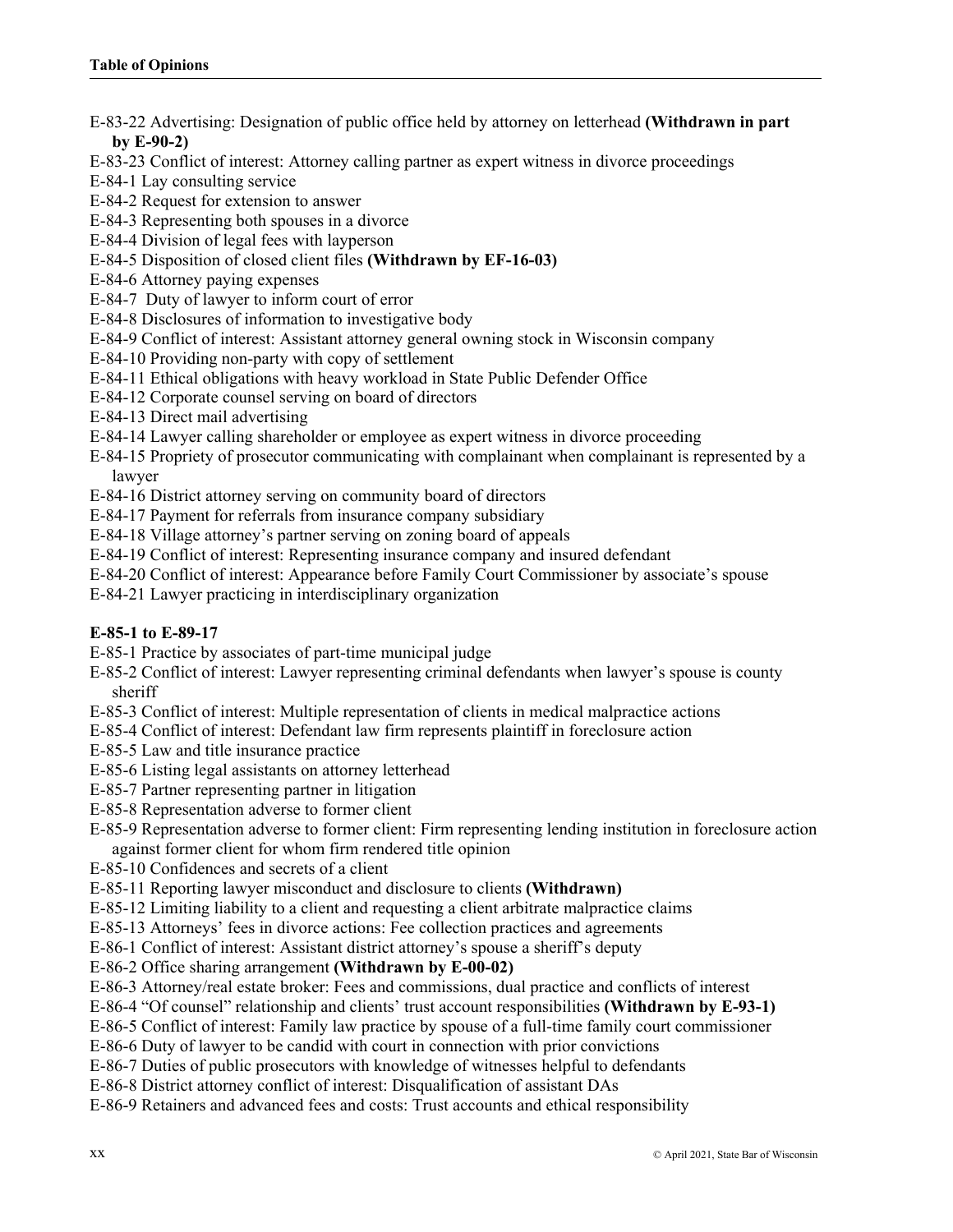E-83-22 Advertising: Designation of public office held by attorney on letterhead **(Withdrawn in part by E-90-2)**
E-83-23 Conflict of interest: Attorney calling partner as expert witness in divorce proceedings
E-84-1 Lay consulting service
E-84-2 Request for extension to answer
E-84-3 Representing both spouses in a divorce
E-84-4 Division of legal fees with layperson
E-84-5 Disposition of closed client files **(Withdrawn by EF-16-03)**
E-84-6 Attorney paying expenses
E-84-7 Duty of lawyer to inform court of error
E-84-8 Disclosures of information to investigative body
E-84-9 Conflict of interest: Assistant attorney general owning stock in Wisconsin company
E-84-10 Providing non-party with copy of settlement
E-84-11 Ethical obligations with heavy workload in State Public Defender Office
E-84-12 Corporate counsel serving on board of directors
E-84-13 Direct mail advertising
E-84-14 Lawyer calling shareholder or employee as expert witness in divorce proceeding
E-84-15 Propriety of prosecutor communicating with complainant when complainant is represented by a lawyer
E-84-16 District attorney serving on community board of directors
E-84-17 Payment for referrals from insurance company subsidiary
E-84-18 Village attorney's partner serving on zoning board of appeals
E-84-19 Conflict of interest: Representing insurance company and insured defendant
E-84-20 Conflict of interest: Appearance before Family Court Commissioner by associate's spouse
E-84-21 Lawyer practicing in interdisciplinary organization

**E-85-1 to E-89-17**

E-85-1 Practice by associates of part-time municipal judge
E-85-2 Conflict of interest: Lawyer representing criminal defendants when lawyer's spouse is county sheriff
E-85-3 Conflict of interest: Multiple representation of clients in medical malpractice actions
E-85-4 Conflict of interest: Defendant law firm represents plaintiff in foreclosure action
E-85-5 Law and title insurance practice
E-85-6 Listing legal assistants on attorney letterhead
E-85-7 Partner representing partner in litigation
E-85-8 Representation adverse to former client
E-85-9 Representation adverse to former client: Firm representing lending institution in foreclosure action against former client for whom firm rendered title opinion
E-85-10 Confidences and secrets of a client
E-85-11 Reporting lawyer misconduct and disclosure to clients **(Withdrawn)**
E-85-12 Limiting liability to a client and requesting a client arbitrate malpractice claims
E-85-13 Attorneys' fees in divorce actions: Fee collection practices and agreements
E-86-1 Conflict of interest: Assistant district attorney's spouse a sheriff's deputy
E-86-2 Office sharing arrangement **(Withdrawn by E-00-02)**
E-86-3 Attorney/real estate broker: Fees and commissions, dual practice and conflicts of interest
E-86-4 "Of counsel" relationship and clients' trust account responsibilities **(Withdrawn by E-93-1)**
E-86-5 Conflict of interest: Family law practice by spouse of a full-time family court commissioner
E-86-6 Duty of lawyer to be candid with court in connection with prior convictions
E-86-7 Duties of public prosecutors with knowledge of witnesses helpful to defendants
E-86-8 District attorney conflict of interest: Disqualification of assistant DAs
E-86-9 Retainers and advanced fees and costs: Trust accounts and ethical responsibility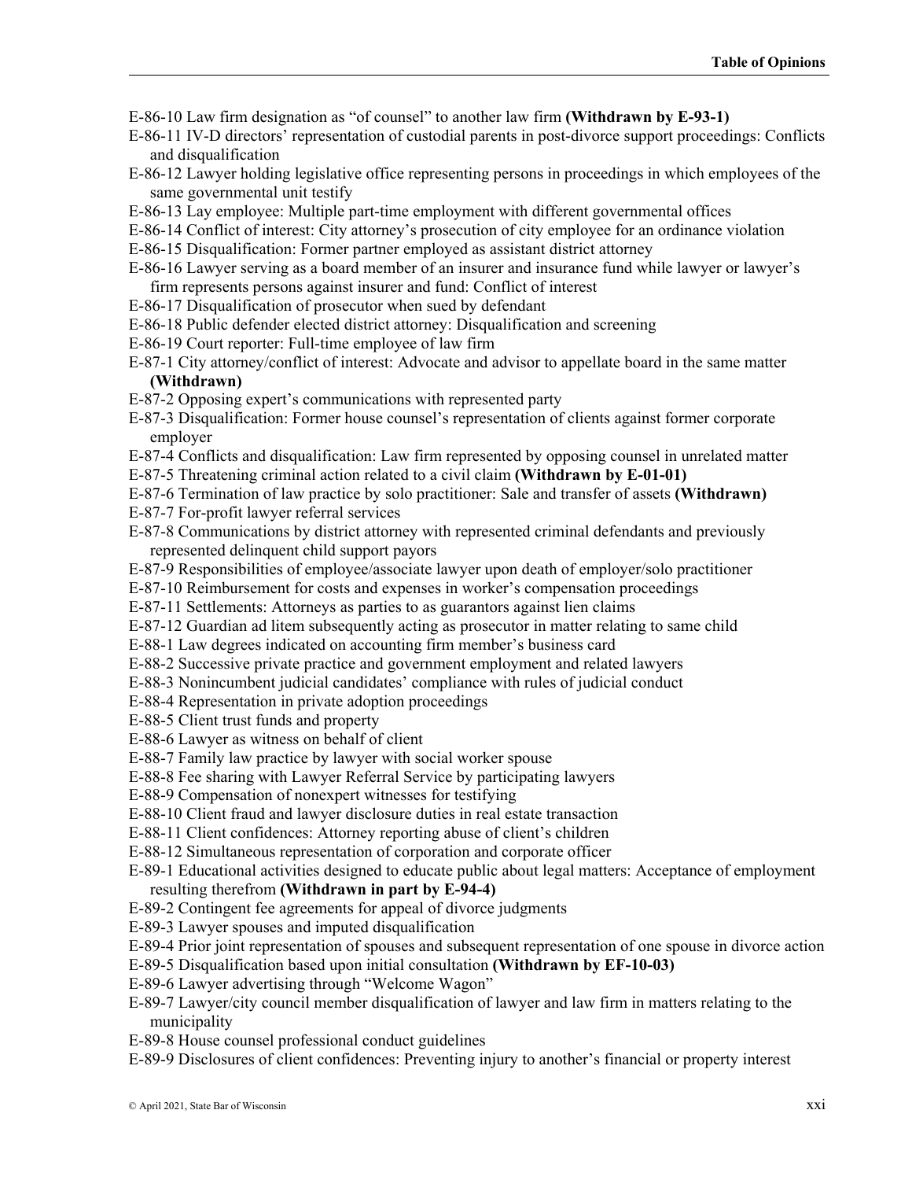E-86-10 Law firm designation as "of counsel" to another law firm **(Withdrawn by E-93-1)**

E-86-11 IV-D directors' representation of custodial parents in post-divorce support proceedings: Conflicts and disqualification

E-86-12 Lawyer holding legislative office representing persons in proceedings in which employees of the same governmental unit testify

E-86-13 Lay employee: Multiple part-time employment with different governmental offices

E-86-14 Conflict of interest: City attorney's prosecution of city employee for an ordinance violation

E-86-15 Disqualification: Former partner employed as assistant district attorney

E-86-16 Lawyer serving as a board member of an insurer and insurance fund while lawyer or lawyer's firm represents persons against insurer and fund: Conflict of interest

E-86-17 Disqualification of prosecutor when sued by defendant

E-86-18 Public defender elected district attorney: Disqualification and screening

E-86-19 Court reporter: Full-time employee of law firm

E-87-1 City attorney/conflict of interest: Advocate and advisor to appellate board in the same matter **(Withdrawn)**

E-87-2 Opposing expert's communications with represented party

E-87-3 Disqualification: Former house counsel's representation of clients against former corporate employer

E-87-4 Conflicts and disqualification: Law firm represented by opposing counsel in unrelated matter

E-87-5 Threatening criminal action related to a civil claim **(Withdrawn by E-01-01)**

E-87-6 Termination of law practice by solo practitioner: Sale and transfer of assets **(Withdrawn)**

E-87-7 For-profit lawyer referral services

E-87-8 Communications by district attorney with represented criminal defendants and previously represented delinquent child support payors

E-87-9 Responsibilities of employee/associate lawyer upon death of employer/solo practitioner

E-87-10 Reimbursement for costs and expenses in worker's compensation proceedings

E-87-11 Settlements: Attorneys as parties to as guarantors against lien claims

E-87-12 Guardian ad litem subsequently acting as prosecutor in matter relating to same child

E-88-1 Law degrees indicated on accounting firm member's business card

E-88-2 Successive private practice and government employment and related lawyers

E-88-3 Nonincumbent judicial candidates' compliance with rules of judicial conduct

E-88-4 Representation in private adoption proceedings

E-88-5 Client trust funds and property

E-88-6 Lawyer as witness on behalf of client

E-88-7 Family law practice by lawyer with social worker spouse

E-88-8 Fee sharing with Lawyer Referral Service by participating lawyers

E-88-9 Compensation of nonexpert witnesses for testifying

E-88-10 Client fraud and lawyer disclosure duties in real estate transaction

E-88-11 Client confidences: Attorney reporting abuse of client's children

E-88-12 Simultaneous representation of corporation and corporate officer

E-89-1 Educational activities designed to educate public about legal matters: Acceptance of employment resulting therefrom **(Withdrawn in part by E-94-4)**

E-89-2 Contingent fee agreements for appeal of divorce judgments

E-89-3 Lawyer spouses and imputed disqualification

E-89-4 Prior joint representation of spouses and subsequent representation of one spouse in divorce action

E-89-5 Disqualification based upon initial consultation **(Withdrawn by EF-10-03)**

E-89-6 Lawyer advertising through "Welcome Wagon"

E-89-7 Lawyer/city council member disqualification of lawyer and law firm in matters relating to the municipality

E-89-8 House counsel professional conduct guidelines

E-89-9 Disclosures of client confidences: Preventing injury to another's financial or property interest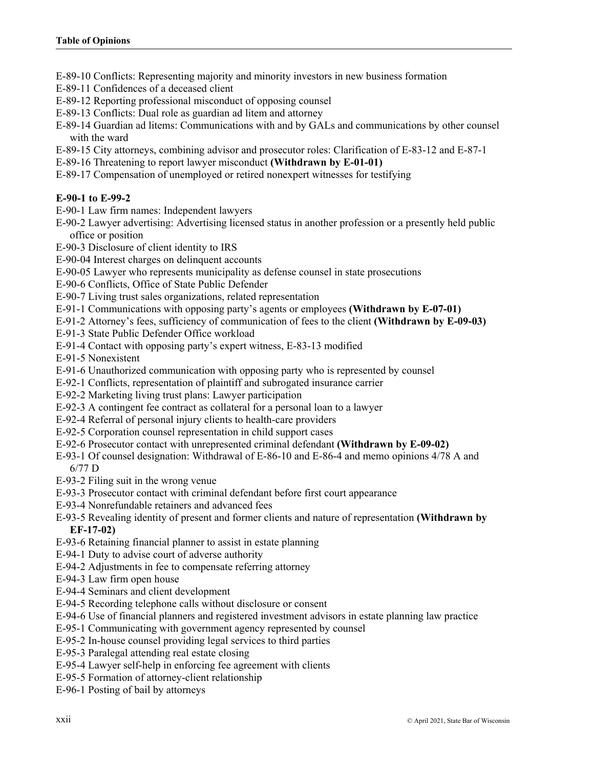E-89-10 Conflicts: Representing majority and minority investors in new business formation
E-89-11 Confidences of a deceased client
E-89-12 Reporting professional misconduct of opposing counsel
E-89-13 Conflicts: Dual role as guardian ad litem and attorney
E-89-14 Guardian ad litems: Communications with and by GALs and communications by other counsel with the ward
E-89-15 City attorneys, combining advisor and prosecutor roles: Clarification of E-83-12 and E-87-1
E-89-16 Threatening to report lawyer misconduct **(Withdrawn by E-01-01)**
E-89-17 Compensation of unemployed or retired nonexpert witnesses for testifying

**E-90-1 to E-99-2**

E-90-1 Law firm names: Independent lawyers
E-90-2 Lawyer advertising: Advertising licensed status in another profession or a presently held public office or position
E-90-3 Disclosure of client identity to IRS
E-90-04 Interest charges on delinquent accounts
E-90-05 Lawyer who represents municipality as defense counsel in state prosecutions
E-90-6 Conflicts, Office of State Public Defender
E-90-7 Living trust sales organizations, related representation
E-91-1 Communications with opposing party's agents or employees **(Withdrawn by E-07-01)**
E-91-2 Attorney's fees, sufficiency of communication of fees to the client **(Withdrawn by E-09-03)**
E-91-3 State Public Defender Office workload
E-91-4 Contact with opposing party's expert witness, E-83-13 modified
E-91-5 Nonexistent
E-91-6 Unauthorized communication with opposing party who is represented by counsel
E-92-1 Conflicts, representation of plaintiff and subrogated insurance carrier
E-92-2 Marketing living trust plans: Lawyer participation
E-92-3 A contingent fee contract as collateral for a personal loan to a lawyer
E-92-4 Referral of personal injury clients to health-care providers
E-92-5 Corporation counsel representation in child support cases
E-92-6 Prosecutor contact with unrepresented criminal defendant **(Withdrawn by E-09-02)**
E-93-1 Of counsel designation: Withdrawal of E-86-10 and E-86-4 and memo opinions 4/78 A and 6/77 D
E-93-2 Filing suit in the wrong venue
E-93-3 Prosecutor contact with criminal defendant before first court appearance
E-93-4 Nonrefundable retainers and advanced fees
E-93-5 Revealing identity of present and former clients and nature of representation **(Withdrawn by EF-17-02)**
E-93-6 Retaining financial planner to assist in estate planning
E-94-1 Duty to advise court of adverse authority
E-94-2 Adjustments in fee to compensate referring attorney
E-94-3 Law firm open house
E-94-4 Seminars and client development
E-94-5 Recording telephone calls without disclosure or consent
E-94-6 Use of financial planners and registered investment advisors in estate planning law practice
E-95-1 Communicating with government agency represented by counsel
E-95-2 In-house counsel providing legal services to third parties
E-95-3 Paralegal attending real estate closing
E-95-4 Lawyer self-help in enforcing fee agreement with clients
E-95-5 Formation of attorney-client relationship
E-96-1 Posting of bail by attorneys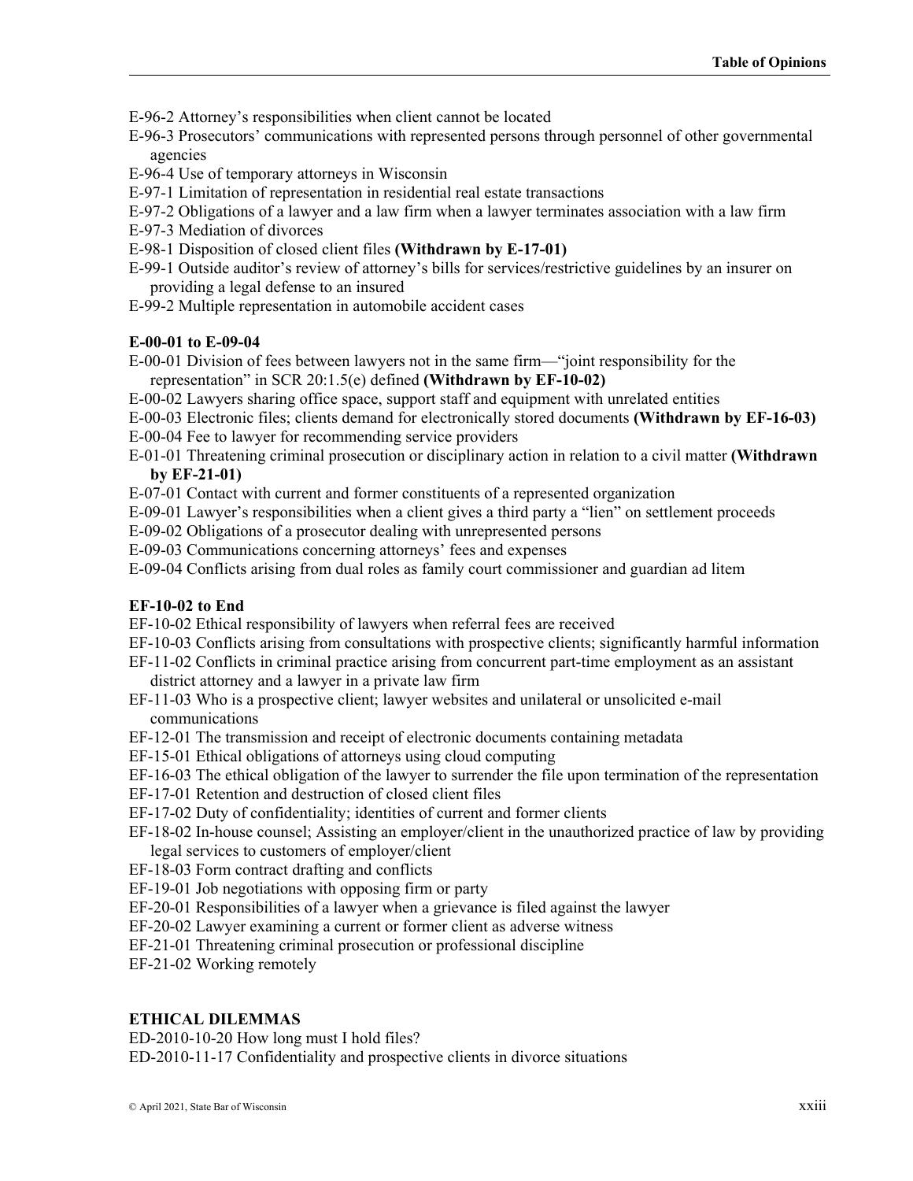E-96-2 Attorney's responsibilities when client cannot be located

E-96-3 Prosecutors' communications with represented persons through personnel of other governmental agencies

E-96-4 Use of temporary attorneys in Wisconsin

E-97-1 Limitation of representation in residential real estate transactions

E-97-2 Obligations of a lawyer and a law firm when a lawyer terminates association with a law firm

E-97-3 Mediation of divorces

E-98-1 Disposition of closed client files **(Withdrawn by E-17-01)**

E-99-1 Outside auditor's review of attorney's bills for services/restrictive guidelines by an insurer on providing a legal defense to an insured

E-99-2 Multiple representation in automobile accident cases

**E-00-01 to E-09-04**

E-00-01 Division of fees between lawyers not in the same firm—"joint responsibility for the representation" in SCR 20:1.5(e) defined **(Withdrawn by EF-10-02)**

E-00-02 Lawyers sharing office space, support staff and equipment with unrelated entities

E-00-03 Electronic files; clients demand for electronically stored documents **(Withdrawn by EF-16-03)**

E-00-04 Fee to lawyer for recommending service providers

E-01-01 Threatening criminal prosecution or disciplinary action in relation to a civil matter **(Withdrawn by EF-21-01)**

E-07-01 Contact with current and former constituents of a represented organization

E-09-01 Lawyer's responsibilities when a client gives a third party a "lien" on settlement proceeds

E-09-02 Obligations of a prosecutor dealing with unrepresented persons

E-09-03 Communications concerning attorneys' fees and expenses

E-09-04 Conflicts arising from dual roles as family court commissioner and guardian ad litem

**EF-10-02 to End**

EF-10-02 Ethical responsibility of lawyers when referral fees are received

EF-10-03 Conflicts arising from consultations with prospective clients; significantly harmful information

EF-11-02 Conflicts in criminal practice arising from concurrent part-time employment as an assistant district attorney and a lawyer in a private law firm

EF-11-03 Who is a prospective client; lawyer websites and unilateral or unsolicited e-mail communications

EF-12-01 The transmission and receipt of electronic documents containing metadata

EF-15-01 Ethical obligations of attorneys using cloud computing

EF-16-03 The ethical obligation of the lawyer to surrender the file upon termination of the representation

EF-17-01 Retention and destruction of closed client files

EF-17-02 Duty of confidentiality; identities of current and former clients

EF-18-02 In-house counsel; Assisting an employer/client in the unauthorized practice of law by providing legal services to customers of employer/client

EF-18-03 Form contract drafting and conflicts

EF-19-01 Job negotiations with opposing firm or party

EF-20-01 Responsibilities of a lawyer when a grievance is filed against the lawyer

EF-20-02 Lawyer examining a current or former client as adverse witness

EF-21-01 Threatening criminal prosecution or professional discipline

EF-21-02 Working remotely

**ETHICAL DILEMMAS**

ED-2010-10-20 How long must I hold files?

ED-2010-11-17 Confidentiality and prospective clients in divorce situations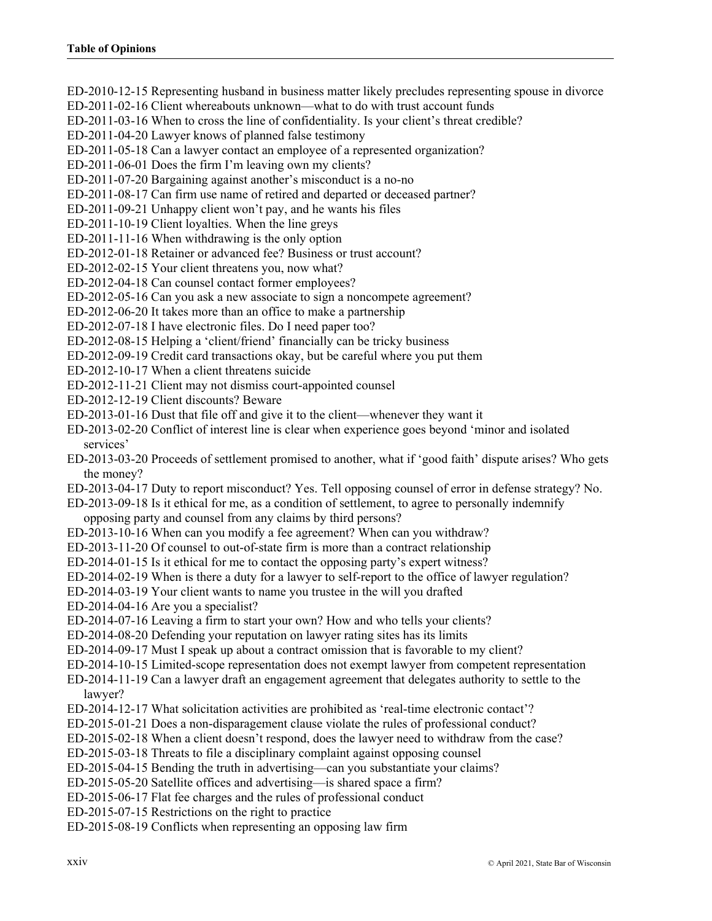**Table of Opinions**

ED-2010-12-15 Representing husband in business matter likely precludes representing spouse in divorce
ED-2011-02-16 Client whereabouts unknown—what to do with trust account funds
ED-2011-03-16 When to cross the line of confidentiality. Is your client's threat credible?
ED-2011-04-20 Lawyer knows of planned false testimony
ED-2011-05-18 Can a lawyer contact an employee of a represented organization?
ED-2011-06-01 Does the firm I'm leaving own my clients?
ED-2011-07-20 Bargaining against another's misconduct is a no-no
ED-2011-08-17 Can firm use name of retired and departed or deceased partner?
ED-2011-09-21 Unhappy client won't pay, and he wants his files
ED-2011-10-19 Client loyalties. When the line greys
ED-2011-11-16 When withdrawing is the only option
ED-2012-01-18 Retainer or advanced fee? Business or trust account?
ED-2012-02-15 Your client threatens you, now what?
ED-2012-04-18 Can counsel contact former employees?
ED-2012-05-16 Can you ask a new associate to sign a noncompete agreement?
ED-2012-06-20 It takes more than an office to make a partnership
ED-2012-07-18 I have electronic files. Do I need paper too?
ED-2012-08-15 Helping a 'client/friend' financially can be tricky business
ED-2012-09-19 Credit card transactions okay, but be careful where you put them
ED-2012-10-17 When a client threatens suicide
ED-2012-11-21 Client may not dismiss court-appointed counsel
ED-2012-12-19 Client discounts? Beware
ED-2013-01-16 Dust that file off and give it to the client—whenever they want it
ED-2013-02-20 Conflict of interest line is clear when experience goes beyond 'minor and isolated services'
ED-2013-03-20 Proceeds of settlement promised to another, what if 'good faith' dispute arises? Who gets the money?
ED-2013-04-17 Duty to report misconduct? Yes. Tell opposing counsel of error in defense strategy? No.
ED-2013-09-18 Is it ethical for me, as a condition of settlement, to agree to personally indemnify opposing party and counsel from any claims by third persons?
ED-2013-10-16 When can you modify a fee agreement? When can you withdraw?
ED-2013-11-20 Of counsel to out-of-state firm is more than a contract relationship
ED-2014-01-15 Is it ethical for me to contact the opposing party's expert witness?
ED-2014-02-19 When is there a duty for a lawyer to self-report to the office of lawyer regulation?
ED-2014-03-19 Your client wants to name you trustee in the will you drafted
ED-2014-04-16 Are you a specialist?
ED-2014-07-16 Leaving a firm to start your own? How and who tells your clients?
ED-2014-08-20 Defending your reputation on lawyer rating sites has its limits
ED-2014-09-17 Must I speak up about a contract omission that is favorable to my client?
ED-2014-10-15 Limited-scope representation does not exempt lawyer from competent representation
ED-2014-11-19 Can a lawyer draft an engagement agreement that delegates authority to settle to the lawyer?
ED-2014-12-17 What solicitation activities are prohibited as 'real-time electronic contact'?
ED-2015-01-21 Does a non-disparagement clause violate the rules of professional conduct?
ED-2015-02-18 When a client doesn't respond, does the lawyer need to withdraw from the case?
ED-2015-03-18 Threats to file a disciplinary complaint against opposing counsel
ED-2015-04-15 Bending the truth in advertising—can you substantiate your claims?
ED-2015-05-20 Satellite offices and advertising—is shared space a firm?
ED-2015-06-17 Flat fee charges and the rules of professional conduct
ED-2015-07-15 Restrictions on the right to practice
ED-2015-08-19 Conflicts when representing an opposing law firm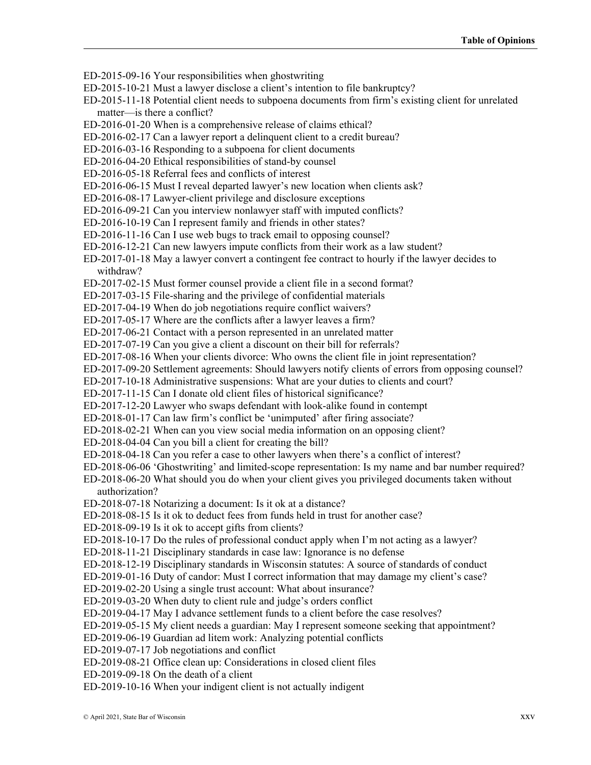ED-2015-09-16 Your responsibilities when ghostwriting
ED-2015-10-21 Must a lawyer disclose a client's intention to file bankruptcy?
ED-2015-11-18 Potential client needs to subpoena documents from firm's existing client for unrelated matter—is there a conflict?
ED-2016-01-20 When is a comprehensive release of claims ethical?
ED-2016-02-17 Can a lawyer report a delinquent client to a credit bureau?
ED-2016-03-16 Responding to a subpoena for client documents
ED-2016-04-20 Ethical responsibilities of stand-by counsel
ED-2016-05-18 Referral fees and conflicts of interest
ED-2016-06-15 Must I reveal departed lawyer's new location when clients ask?
ED-2016-08-17 Lawyer-client privilege and disclosure exceptions
ED-2016-09-21 Can you interview nonlawyer staff with imputed conflicts?
ED-2016-10-19 Can I represent family and friends in other states?
ED-2016-11-16 Can I use web bugs to track email to opposing counsel?
ED-2016-12-21 Can new lawyers impute conflicts from their work as a law student?
ED-2017-01-18 May a lawyer convert a contingent fee contract to hourly if the lawyer decides to withdraw?
ED-2017-02-15 Must former counsel provide a client file in a second format?
ED-2017-03-15 File-sharing and the privilege of confidential materials
ED-2017-04-19 When do job negotiations require conflict waivers?
ED-2017-05-17 Where are the conflicts after a lawyer leaves a firm?
ED-2017-06-21 Contact with a person represented in an unrelated matter
ED-2017-07-19 Can you give a client a discount on their bill for referrals?
ED-2017-08-16 When your clients divorce: Who owns the client file in joint representation?
ED-2017-09-20 Settlement agreements: Should lawyers notify clients of errors from opposing counsel?
ED-2017-10-18 Administrative suspensions: What are your duties to clients and court?
ED-2017-11-15 Can I donate old client files of historical significance?
ED-2017-12-20 Lawyer who swaps defendant with look-alike found in contempt
ED-2018-01-17 Can law firm's conflict be 'unimputed' after firing associate?
ED-2018-02-21 When can you view social media information on an opposing client?
ED-2018-04-04 Can you bill a client for creating the bill?
ED-2018-04-18 Can you refer a case to other lawyers when there's a conflict of interest?
ED-2018-06-06 'Ghostwriting' and limited-scope representation: Is my name and bar number required?
ED-2018-06-20 What should you do when your client gives you privileged documents taken without authorization?
ED-2018-07-18 Notarizing a document: Is it ok at a distance?
ED-2018-08-15 Is it ok to deduct fees from funds held in trust for another case?
ED-2018-09-19 Is it ok to accept gifts from clients?
ED-2018-10-17 Do the rules of professional conduct apply when I'm not acting as a lawyer?
ED-2018-11-21 Disciplinary standards in case law: Ignorance is no defense
ED-2018-12-19 Disciplinary standards in Wisconsin statutes: A source of standards of conduct
ED-2019-01-16 Duty of candor: Must I correct information that may damage my client's case?
ED-2019-02-20 Using a single trust account: What about insurance?
ED-2019-03-20 When duty to client rule and judge's orders conflict
ED-2019-04-17 May I advance settlement funds to a client before the case resolves?
ED-2019-05-15 My client needs a guardian: May I represent someone seeking that appointment?
ED-2019-06-19 Guardian ad litem work: Analyzing potential conflicts
ED-2019-07-17 Job negotiations and conflict
ED-2019-08-21 Office clean up: Considerations in closed client files
ED-2019-09-18 On the death of a client
ED-2019-10-16 When your indigent client is not actually indigent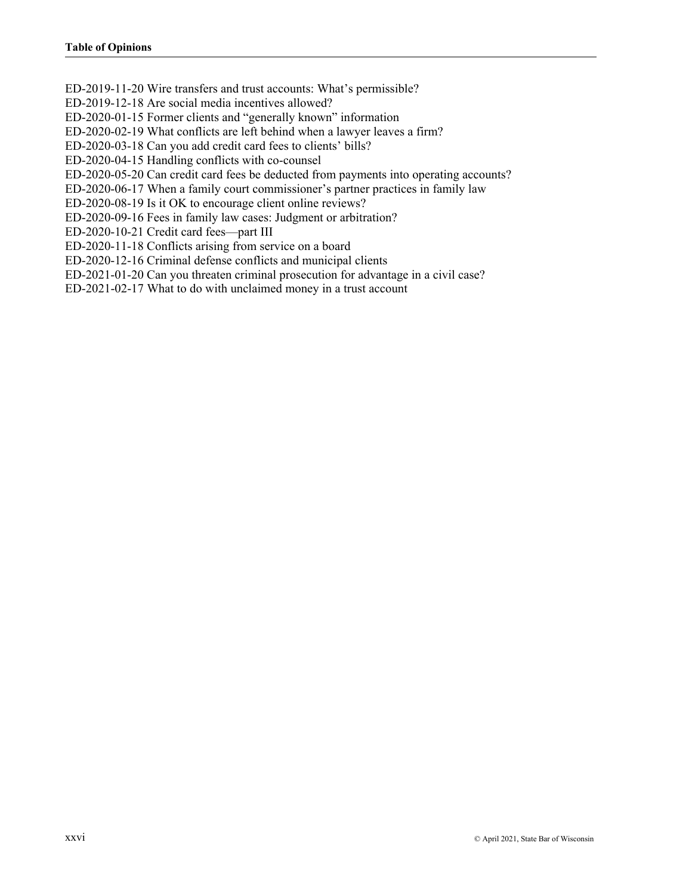ED-2019-11-20 Wire transfers and trust accounts: What's permissible?
ED-2019-12-18 Are social media incentives allowed?
ED-2020-01-15 Former clients and "generally known" information
ED-2020-02-19 What conflicts are left behind when a lawyer leaves a firm?
ED-2020-03-18 Can you add credit card fees to clients' bills?
ED-2020-04-15 Handling conflicts with co-counsel
ED-2020-05-20 Can credit card fees be deducted from payments into operating accounts?
ED-2020-06-17 When a family court commissioner's partner practices in family law
ED-2020-08-19 Is it OK to encourage client online reviews?
ED-2020-09-16 Fees in family law cases: Judgment or arbitration?
ED-2020-10-21 Credit card fees—part III
ED-2020-11-18 Conflicts arising from service on a board
ED-2020-12-16 Criminal defense conflicts and municipal clients
ED-2021-01-20 Can you threaten criminal prosecution for advantage in a civil case?
ED-2021-02-17 What to do with unclaimed money in a trust account